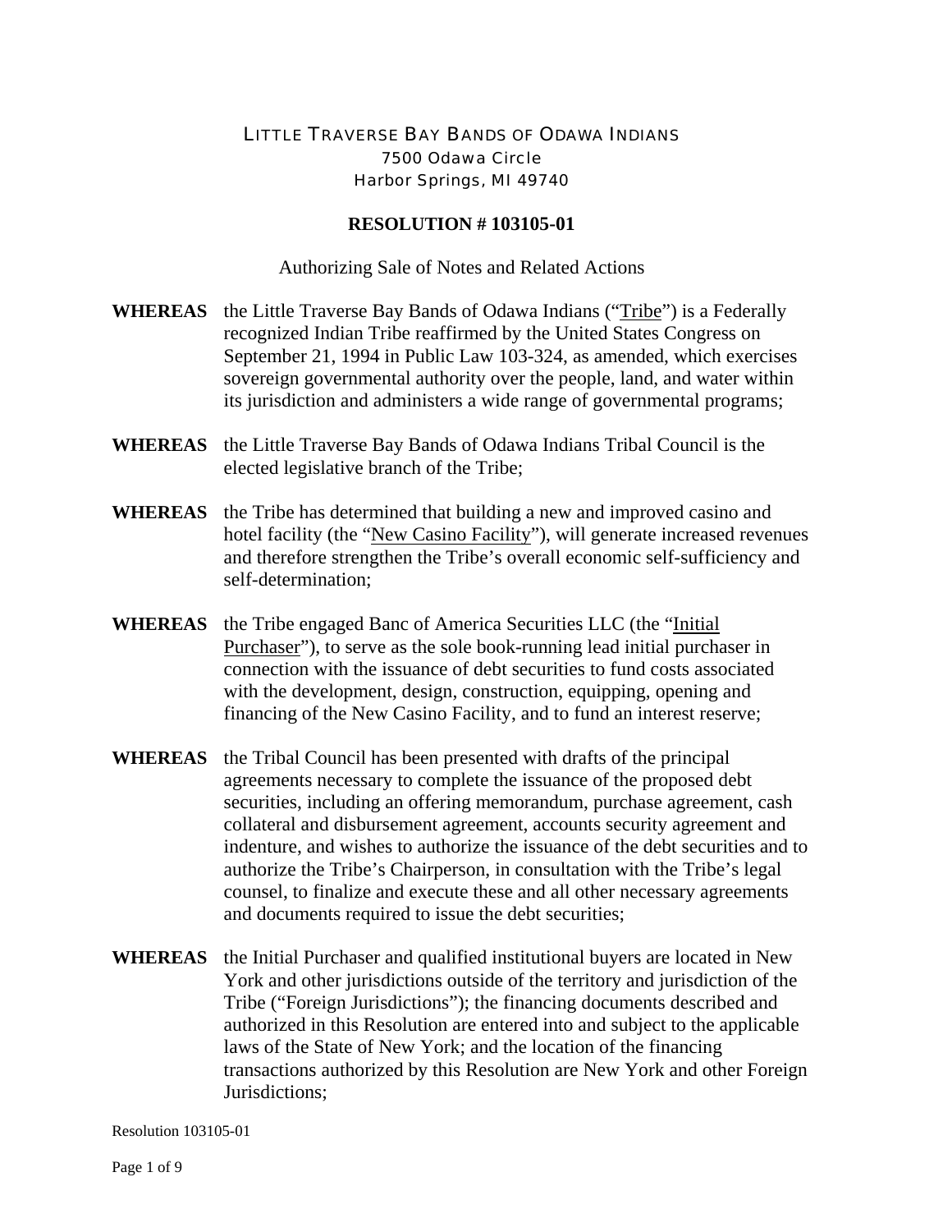LITTLE TRAVERSE BAY BANDS OF ODAWA INDIANS
7500 Odawa Circle
Harbor Springs, MI 49740

**RESOLUTION # 103105-01**

Authorizing Sale of Notes and Related Actions

**WHEREAS** the Little Traverse Bay Bands of Odawa Indians ("Tribe") is a Federally recognized Indian Tribe reaffirmed by the United States Congress on September 21, 1994 in Public Law 103-324, as amended, which exercises sovereign governmental authority over the people, land, and water within its jurisdiction and administers a wide range of governmental programs;

**WHEREAS** the Little Traverse Bay Bands of Odawa Indians Tribal Council is the elected legislative branch of the Tribe;

**WHEREAS** the Tribe has determined that building a new and improved casino and hotel facility (the "New Casino Facility"), will generate increased revenues and therefore strengthen the Tribe's overall economic self-sufficiency and self-determination;

**WHEREAS** the Tribe engaged Banc of America Securities LLC (the "Initial Purchaser"), to serve as the sole book-running lead initial purchaser in connection with the issuance of debt securities to fund costs associated with the development, design, construction, equipping, opening and financing of the New Casino Facility, and to fund an interest reserve;

**WHEREAS** the Tribal Council has been presented with drafts of the principal agreements necessary to complete the issuance of the proposed debt securities, including an offering memorandum, purchase agreement, cash collateral and disbursement agreement, accounts security agreement and indenture, and wishes to authorize the issuance of the debt securities and to authorize the Tribe's Chairperson, in consultation with the Tribe's legal counsel, to finalize and execute these and all other necessary agreements and documents required to issue the debt securities;

**WHEREAS** the Initial Purchaser and qualified institutional buyers are located in New York and other jurisdictions outside of the territory and jurisdiction of the Tribe ("Foreign Jurisdictions"); the financing documents described and authorized in this Resolution are entered into and subject to the applicable laws of the State of New York; and the location of the financing transactions authorized by this Resolution are New York and other Foreign Jurisdictions;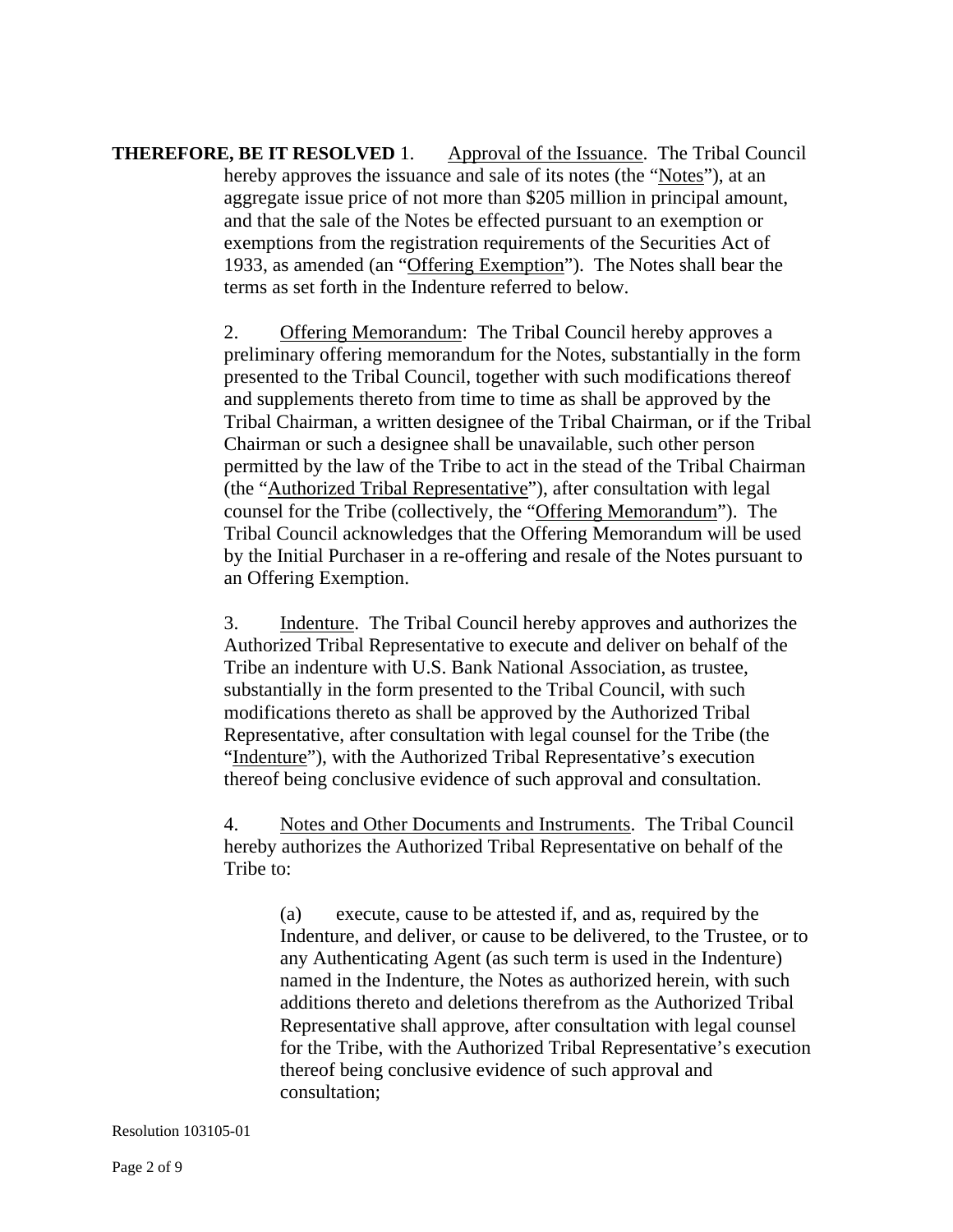**THEREFORE, BE IT RESOLVED** 1. Approval of the Issuance. The Tribal Council hereby approves the issuance and sale of its notes (the "Notes"), at an aggregate issue price of not more than $205 million in principal amount, and that the sale of the Notes be effected pursuant to an exemption or exemptions from the registration requirements of the Securities Act of 1933, as amended (an "Offering Exemption"). The Notes shall bear the terms as set forth in the Indenture referred to below.

2. Offering Memorandum: The Tribal Council hereby approves a preliminary offering memorandum for the Notes, substantially in the form presented to the Tribal Council, together with such modifications thereof and supplements thereto from time to time as shall be approved by the Tribal Chairman, a written designee of the Tribal Chairman, or if the Tribal Chairman or such a designee shall be unavailable, such other person permitted by the law of the Tribe to act in the stead of the Tribal Chairman (the "Authorized Tribal Representative"), after consultation with legal counsel for the Tribe (collectively, the "Offering Memorandum"). The Tribal Council acknowledges that the Offering Memorandum will be used by the Initial Purchaser in a re-offering and resale of the Notes pursuant to an Offering Exemption.

3. Indenture. The Tribal Council hereby approves and authorizes the Authorized Tribal Representative to execute and deliver on behalf of the Tribe an indenture with U.S. Bank National Association, as trustee, substantially in the form presented to the Tribal Council, with such modifications thereto as shall be approved by the Authorized Tribal Representative, after consultation with legal counsel for the Tribe (the "Indenture"), with the Authorized Tribal Representative's execution thereof being conclusive evidence of such approval and consultation.

4. Notes and Other Documents and Instruments. The Tribal Council hereby authorizes the Authorized Tribal Representative on behalf of the Tribe to:

(a) execute, cause to be attested if, and as, required by the Indenture, and deliver, or cause to be delivered, to the Trustee, or to any Authenticating Agent (as such term is used in the Indenture) named in the Indenture, the Notes as authorized herein, with such additions thereto and deletions therefrom as the Authorized Tribal Representative shall approve, after consultation with legal counsel for the Tribe, with the Authorized Tribal Representative's execution thereof being conclusive evidence of such approval and consultation;

Resolution 103105-01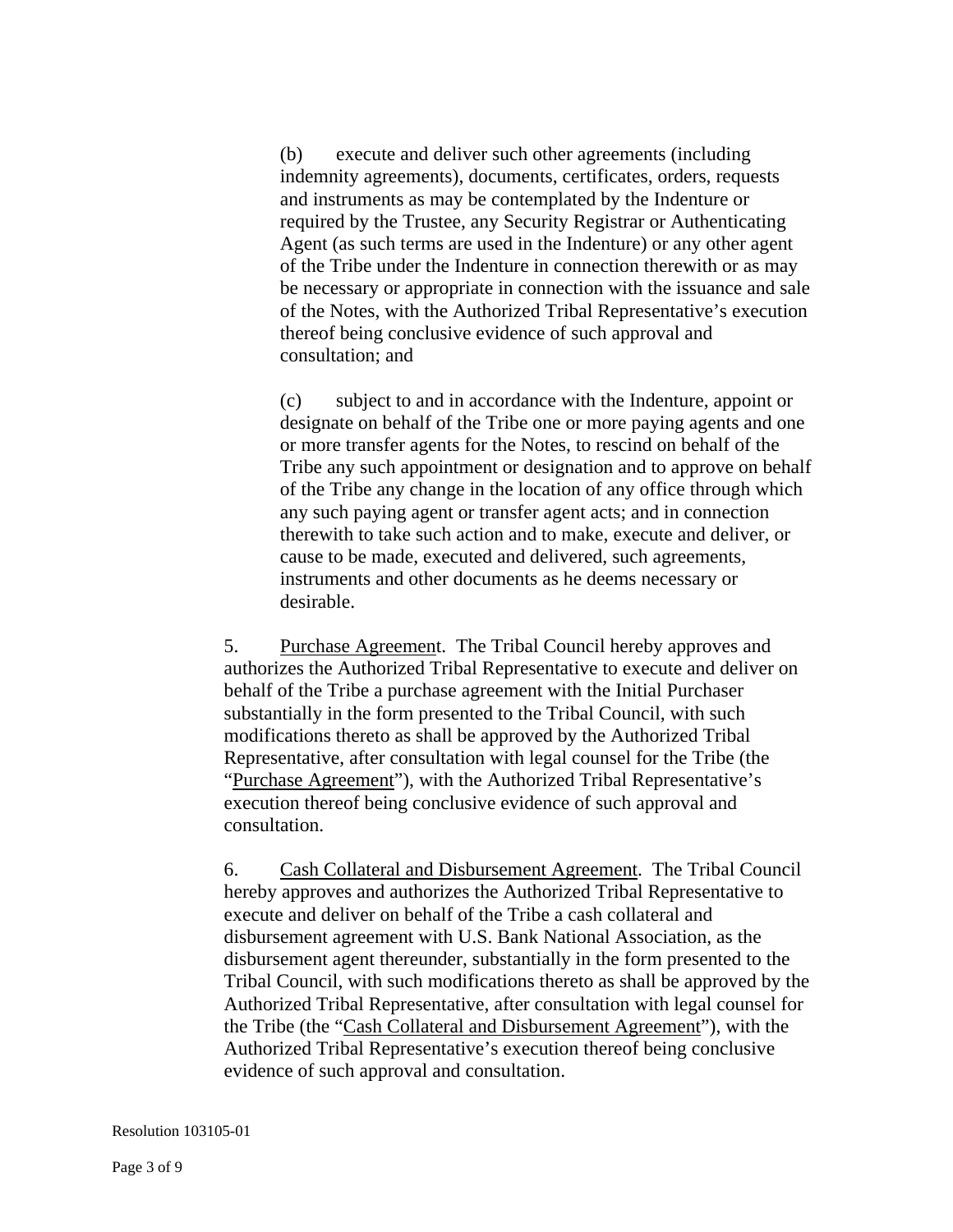(b) execute and deliver such other agreements (including indemnity agreements), documents, certificates, orders, requests and instruments as may be contemplated by the Indenture or required by the Trustee, any Security Registrar or Authenticating Agent (as such terms are used in the Indenture) or any other agent of the Tribe under the Indenture in connection therewith or as may be necessary or appropriate in connection with the issuance and sale of the Notes, with the Authorized Tribal Representative's execution thereof being conclusive evidence of such approval and consultation; and

(c) subject to and in accordance with the Indenture, appoint or designate on behalf of the Tribe one or more paying agents and one or more transfer agents for the Notes, to rescind on behalf of the Tribe any such appointment or designation and to approve on behalf of the Tribe any change in the location of any office through which any such paying agent or transfer agent acts; and in connection therewith to take such action and to make, execute and deliver, or cause to be made, executed and delivered, such agreements, instruments and other documents as he deems necessary or desirable.

5. Purchase Agreement. The Tribal Council hereby approves and authorizes the Authorized Tribal Representative to execute and deliver on behalf of the Tribe a purchase agreement with the Initial Purchaser substantially in the form presented to the Tribal Council, with such modifications thereto as shall be approved by the Authorized Tribal Representative, after consultation with legal counsel for the Tribe (the "Purchase Agreement"), with the Authorized Tribal Representative's execution thereof being conclusive evidence of such approval and consultation.

6. Cash Collateral and Disbursement Agreement. The Tribal Council hereby approves and authorizes the Authorized Tribal Representative to execute and deliver on behalf of the Tribe a cash collateral and disbursement agreement with U.S. Bank National Association, as the disbursement agent thereunder, substantially in the form presented to the Tribal Council, with such modifications thereto as shall be approved by the Authorized Tribal Representative, after consultation with legal counsel for the Tribe (the "Cash Collateral and Disbursement Agreement"), with the Authorized Tribal Representative's execution thereof being conclusive evidence of such approval and consultation.

Resolution 103105-01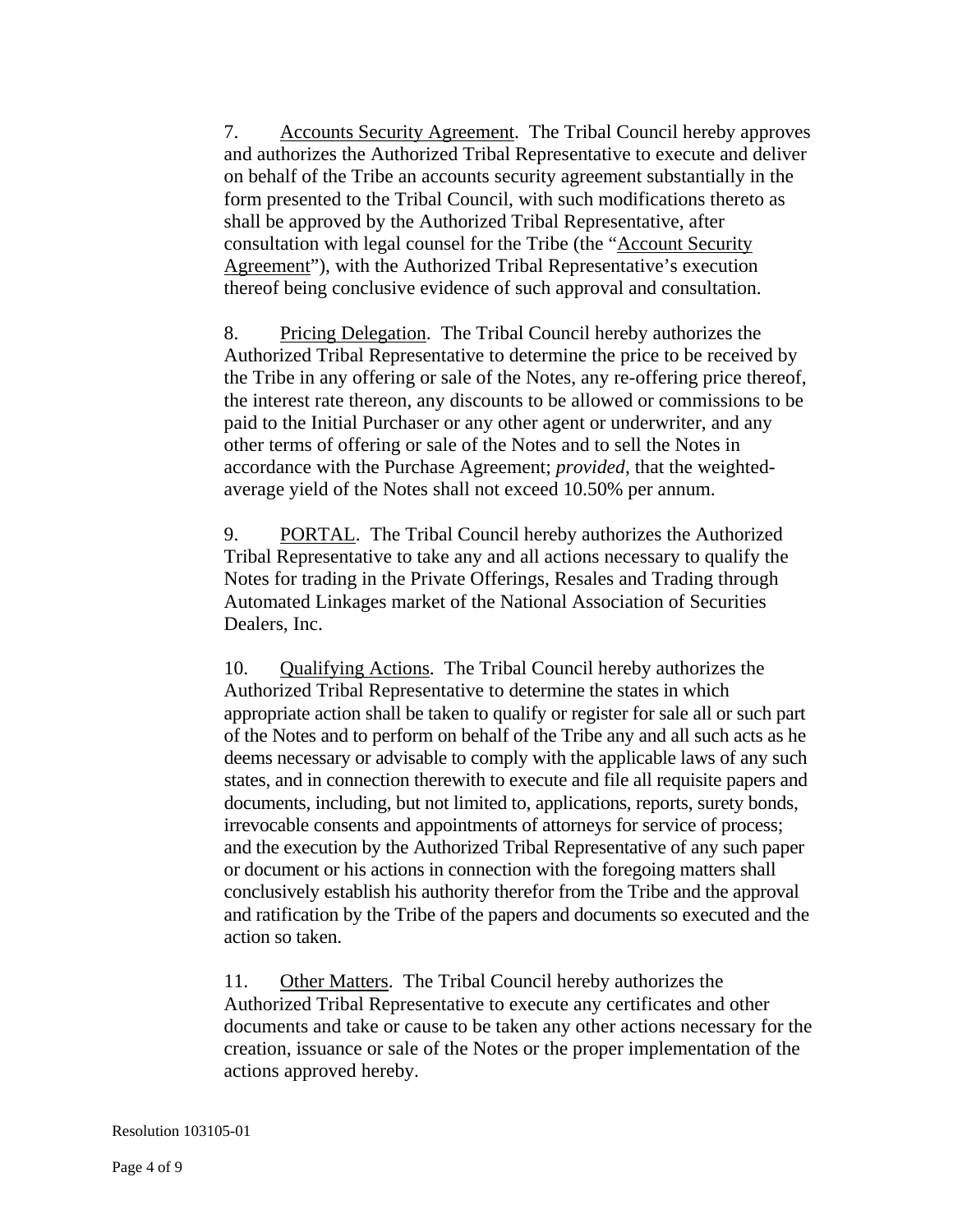7. Accounts Security Agreement. The Tribal Council hereby approves and authorizes the Authorized Tribal Representative to execute and deliver on behalf of the Tribe an accounts security agreement substantially in the form presented to the Tribal Council, with such modifications thereto as shall be approved by the Authorized Tribal Representative, after consultation with legal counsel for the Tribe (the "Account Security Agreement"), with the Authorized Tribal Representative's execution thereof being conclusive evidence of such approval and consultation.

8. Pricing Delegation. The Tribal Council hereby authorizes the Authorized Tribal Representative to determine the price to be received by the Tribe in any offering or sale of the Notes, any re-offering price thereof, the interest rate thereon, any discounts to be allowed or commissions to be paid to the Initial Purchaser or any other agent or underwriter, and any other terms of offering or sale of the Notes and to sell the Notes in accordance with the Purchase Agreement; *provided*, that the weighted-average yield of the Notes shall not exceed 10.50% per annum.

9. PORTAL. The Tribal Council hereby authorizes the Authorized Tribal Representative to take any and all actions necessary to qualify the Notes for trading in the Private Offerings, Resales and Trading through Automated Linkages market of the National Association of Securities Dealers, Inc.

10. Qualifying Actions. The Tribal Council hereby authorizes the Authorized Tribal Representative to determine the states in which appropriate action shall be taken to qualify or register for sale all or such part of the Notes and to perform on behalf of the Tribe any and all such acts as he deems necessary or advisable to comply with the applicable laws of any such states, and in connection therewith to execute and file all requisite papers and documents, including, but not limited to, applications, reports, surety bonds, irrevocable consents and appointments of attorneys for service of process; and the execution by the Authorized Tribal Representative of any such paper or document or his actions in connection with the foregoing matters shall conclusively establish his authority therefor from the Tribe and the approval and ratification by the Tribe of the papers and documents so executed and the action so taken.

11. Other Matters. The Tribal Council hereby authorizes the Authorized Tribal Representative to execute any certificates and other documents and take or cause to be taken any other actions necessary for the creation, issuance or sale of the Notes or the proper implementation of the actions approved hereby.

Resolution 103105-01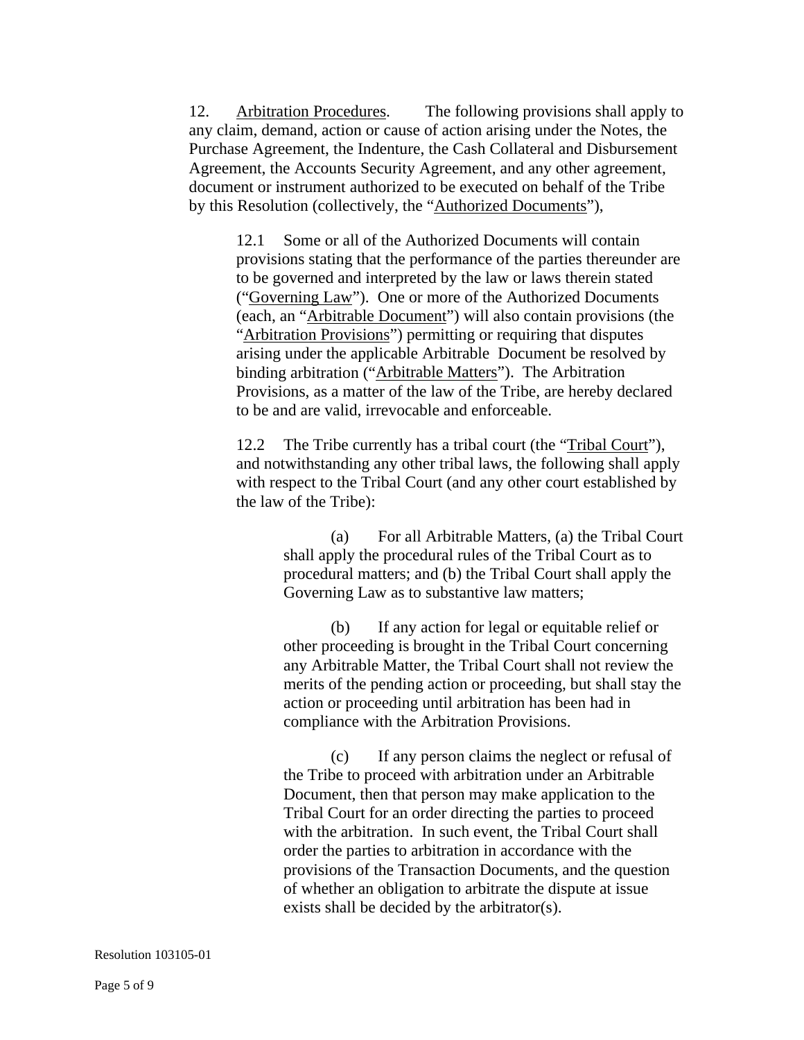12. Arbitration Procedures. The following provisions shall apply to any claim, demand, action or cause of action arising under the Notes, the Purchase Agreement, the Indenture, the Cash Collateral and Disbursement Agreement, the Accounts Security Agreement, and any other agreement, document or instrument authorized to be executed on behalf of the Tribe by this Resolution (collectively, the "Authorized Documents"),

> 12.1 Some or all of the Authorized Documents will contain provisions stating that the performance of the parties thereunder are to be governed and interpreted by the law or laws therein stated ("Governing Law"). One or more of the Authorized Documents (each, an "Arbitrable Document") will also contain provisions (the "Arbitration Provisions") permitting or requiring that disputes arising under the applicable Arbitrable Document be resolved by binding arbitration ("Arbitrable Matters"). The Arbitration Provisions, as a matter of the law of the Tribe, are hereby declared to be and are valid, irrevocable and enforceable.
>
> 12.2 The Tribe currently has a tribal court (the "Tribal Court"), and notwithstanding any other tribal laws, the following shall apply with respect to the Tribal Court (and any other court established by the law of the Tribe):
>
> > (a) For all Arbitrable Matters, (a) the Tribal Court shall apply the procedural rules of the Tribal Court as to procedural matters; and (b) the Tribal Court shall apply the Governing Law as to substantive law matters;
> >
> > (b) If any action for legal or equitable relief or other proceeding is brought in the Tribal Court concerning any Arbitrable Matter, the Tribal Court shall not review the merits of the pending action or proceeding, but shall stay the action or proceeding until arbitration has been had in compliance with the Arbitration Provisions.
> >
> > (c) If any person claims the neglect or refusal of the Tribe to proceed with arbitration under an Arbitrable Document, then that person may make application to the Tribal Court for an order directing the parties to proceed with the arbitration. In such event, the Tribal Court shall order the parties to arbitration in accordance with the provisions of the Transaction Documents, and the question of whether an obligation to arbitrate the dispute at issue exists shall be decided by the arbitrator(s).

Resolution 103105-01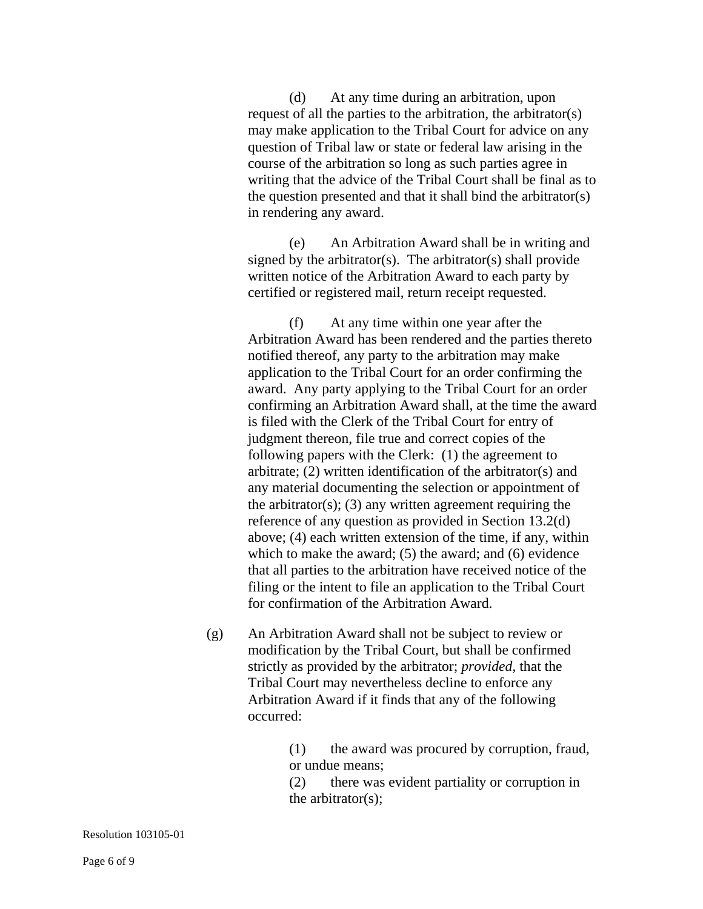(d) At any time during an arbitration, upon request of all the parties to the arbitration, the arbitrator(s) may make application to the Tribal Court for advice on any question of Tribal law or state or federal law arising in the course of the arbitration so long as such parties agree in writing that the advice of the Tribal Court shall be final as to the question presented and that it shall bind the arbitrator(s) in rendering any award.

(e) An Arbitration Award shall be in writing and signed by the arbitrator(s). The arbitrator(s) shall provide written notice of the Arbitration Award to each party by certified or registered mail, return receipt requested.

(f) At any time within one year after the Arbitration Award has been rendered and the parties thereto notified thereof, any party to the arbitration may make application to the Tribal Court for an order confirming the award. Any party applying to the Tribal Court for an order confirming an Arbitration Award shall, at the time the award is filed with the Clerk of the Tribal Court for entry of judgment thereon, file true and correct copies of the following papers with the Clerk: (1) the agreement to arbitrate; (2) written identification of the arbitrator(s) and any material documenting the selection or appointment of the arbitrator(s); (3) any written agreement requiring the reference of any question as provided in Section 13.2(d) above; (4) each written extension of the time, if any, within which to make the award; (5) the award; and (6) evidence that all parties to the arbitration have received notice of the filing or the intent to file an application to the Tribal Court for confirmation of the Arbitration Award.

(g) An Arbitration Award shall not be subject to review or modification by the Tribal Court, but shall be confirmed strictly as provided by the arbitrator; *provided*, that the Tribal Court may nevertheless decline to enforce any Arbitration Award if it finds that any of the following occurred:

(1) the award was procured by corruption, fraud, or undue means;
(2) there was evident partiality or corruption in the arbitrator(s);

Resolution 103105-01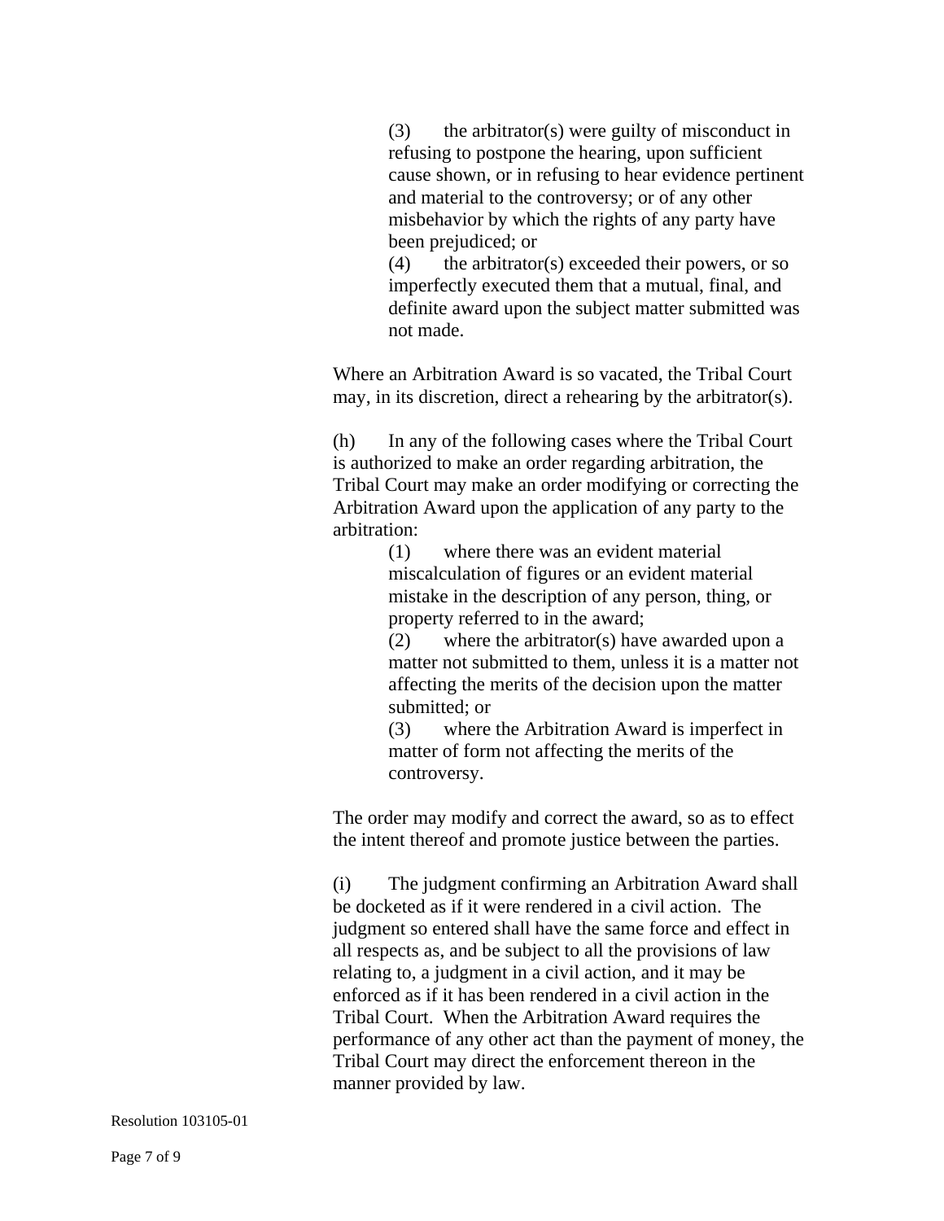(3) the arbitrator(s) were guilty of misconduct in refusing to postpone the hearing, upon sufficient cause shown, or in refusing to hear evidence pertinent and material to the controversy; or of any other misbehavior by which the rights of any party have been prejudiced; or

(4) the arbitrator(s) exceeded their powers, or so imperfectly executed them that a mutual, final, and definite award upon the subject matter submitted was not made.

Where an Arbitration Award is so vacated, the Tribal Court may, in its discretion, direct a rehearing by the arbitrator(s).

(h) In any of the following cases where the Tribal Court is authorized to make an order regarding arbitration, the Tribal Court may make an order modifying or correcting the Arbitration Award upon the application of any party to the arbitration:

(1) where there was an evident material miscalculation of figures or an evident material mistake in the description of any person, thing, or property referred to in the award;

(2) where the arbitrator(s) have awarded upon a matter not submitted to them, unless it is a matter not affecting the merits of the decision upon the matter submitted; or

(3) where the Arbitration Award is imperfect in matter of form not affecting the merits of the controversy.

The order may modify and correct the award, so as to effect the intent thereof and promote justice between the parties.

(i) The judgment confirming an Arbitration Award shall be docketed as if it were rendered in a civil action. The judgment so entered shall have the same force and effect in all respects as, and be subject to all the provisions of law relating to, a judgment in a civil action, and it may be enforced as if it has been rendered in a civil action in the Tribal Court. When the Arbitration Award requires the performance of any other act than the payment of money, the Tribal Court may direct the enforcement thereon in the manner provided by law.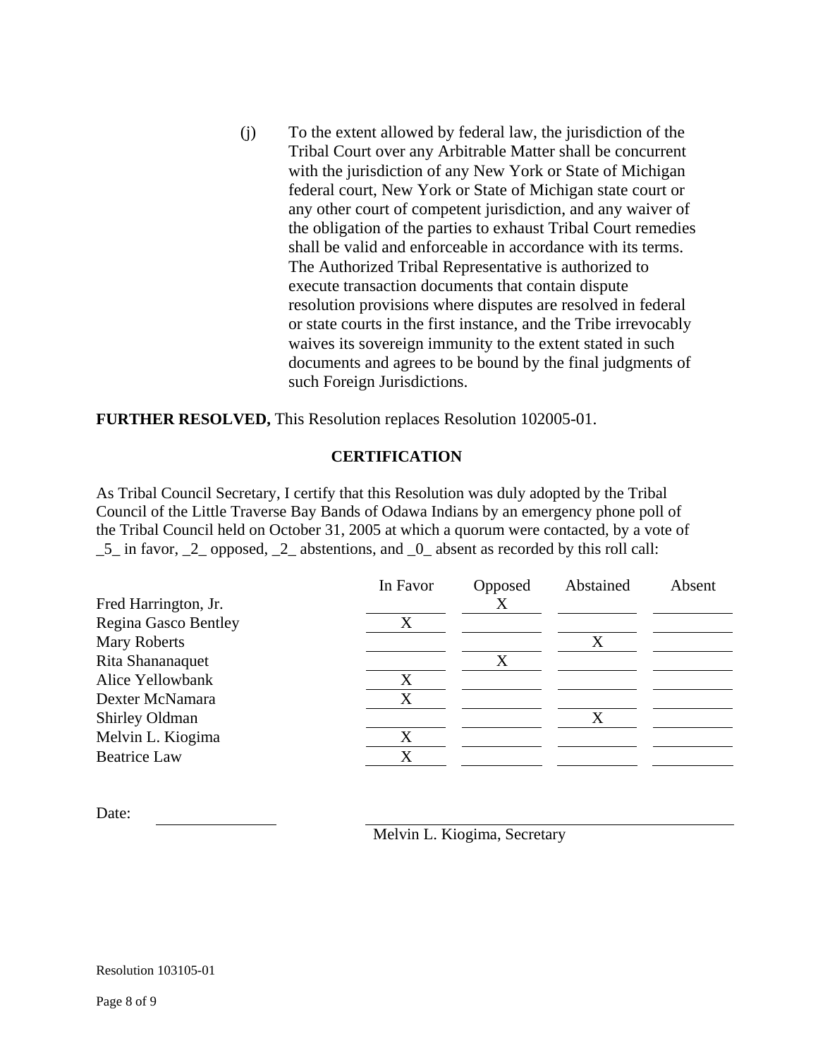(j) To the extent allowed by federal law, the jurisdiction of the Tribal Court over any Arbitrable Matter shall be concurrent with the jurisdiction of any New York or State of Michigan federal court, New York or State of Michigan state court or any other court of competent jurisdiction, and any waiver of the obligation of the parties to exhaust Tribal Court remedies shall be valid and enforceable in accordance with its terms. The Authorized Tribal Representative is authorized to execute transaction documents that contain dispute resolution provisions where disputes are resolved in federal or state courts in the first instance, and the Tribe irrevocably waives its sovereign immunity to the extent stated in such documents and agrees to be bound by the final judgments of such Foreign Jurisdictions.

**FURTHER RESOLVED,** This Resolution replaces Resolution 102005-01.

## CERTIFICATION

As Tribal Council Secretary, I certify that this Resolution was duly adopted by the Tribal Council of the Little Traverse Bay Bands of Odawa Indians by an emergency phone poll of the Tribal Council held on October 31, 2005 at which a quorum were contacted, by a vote of _5_ in favor, _2_ opposed, _2_ abstentions, and _0_ absent as recorded by this roll call:

| | In Favor | Opposed | Abstained | Absent |
|---|---|---|---|---|
| Fred Harrington, Jr. | | X | | |
| Regina Gasco Bentley | X | | | |
| Mary Roberts | | | X | |
| Rita Shananaquet | | X | | |
| Alice Yellowbank | X | | | |
| Dexter McNamara | X | | | |
| Shirley Oldman | | | X | |
| Melvin L. Kiogima | X | | | |
| Beatrice Law | X | | | |

Date: ______________

______________________________
Melvin L. Kiogima, Secretary

Resolution 103105-01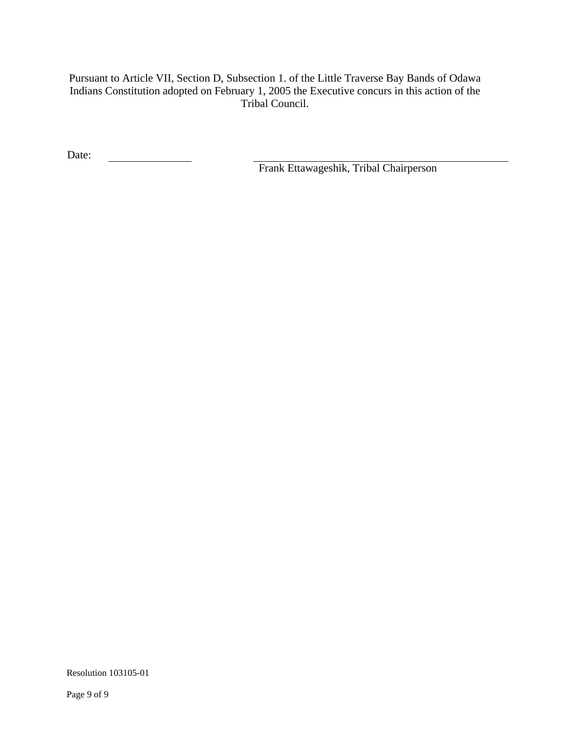Pursuant to Article VII, Section D, Subsection 1. of the Little Traverse Bay Bands of Odawa Indians Constitution adopted on February 1, 2005 the Executive concurs in this action of the Tribal Council.

Date: ______________ ________________________________________

Frank Ettawageshik, Tribal Chairperson

Resolution 103105-01